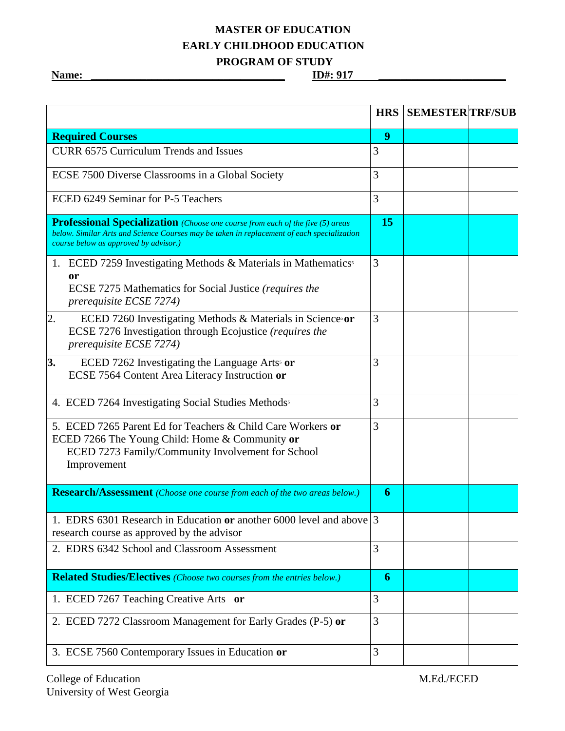# MASTER OF EDUCATION
# EARLY CHILDHOOD EDUCATION
# PROGRAM OF STUDY

**Name: ___________________________________ ID#: 917 ______________________**

| | HRS | SEMESTER | TRF/SUB |
|---|---|---|---|
| **Required Courses** | **9** | | |
| CURR 6575 Curriculum Trends and Issues | 3 | | |
| ECSE 7500 Diverse Classrooms in a Global Society | 3 | | |
| ECED 6249 Seminar for P-5 Teachers | 3 | | |
| **Professional Specialization** *(Choose one course from each of the five (5) areas below. Similar Arts and Science Courses may be taken in replacement of each specialization course below as approved by advisor.)* | **15** | | |
| 1. ECED 7259 Investigating Methods & Materials in Mathematics[5] **or** ECSE 7275 Mathematics for Social Justice *(requires the prerequisite ECSE 7274)* | 3 | | |
| 2. ECED 7260 Investigating Methods & Materials in Science[5] **or** ECSE 7276 Investigation through Ecojustice *(requires the prerequisite ECSE 7274)* | 3 | | |
| **3.** ECED 7262 Investigating the Language Arts[5] **or** ECSE 7564 Content Area Literacy Instruction **or** | 3 | | |
| 4. ECED 7264 Investigating Social Studies Methods[5] | 3 | | |
| 5. ECED 7265 Parent Ed for Teachers & Child Care Workers **or** ECED 7266 The Young Child: Home & Community **or** ECED 7273 Family/Community Involvement for School Improvement | 3 | | |
| **Research/Assessment** *(Choose one course from each of the two areas below.)* | **6** | | |
| 1. EDRS 6301 Research in Education **or** another 6000 level and above research course as approved by the advisor | 3 | | |
| 2. EDRS 6342 School and Classroom Assessment | 3 | | |
| **Related Studies/Electives** *(Choose two courses from the entries below.)* | **6** | | |
| 1. ECED 7267 Teaching Creative Arts **or** | 3 | | |
| 2. ECED 7272 Classroom Management for Early Grades (P-5) **or** | 3 | | |
| 3. ECSE 7560 Contemporary Issues in Education **or** | 3 | | |

College of Education
University of West Georgia

M.Ed./ECED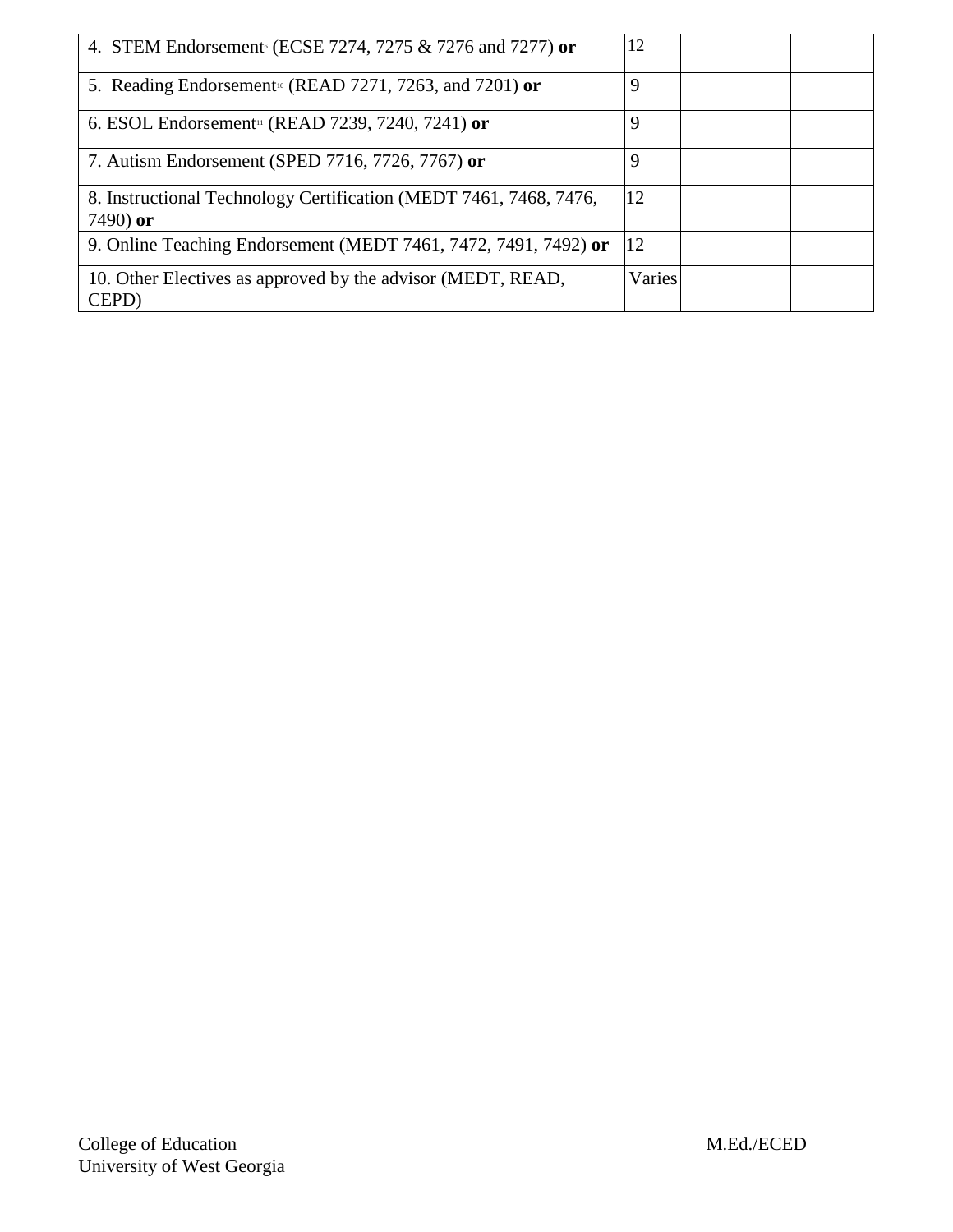| | | | |
|---|---|---|---|
| 4. STEM Endorsement[6] (ECSE 7274, 7275 & 7276 and 7277) **or** | 12 | | |
| 5. Reading Endorsement[10] (READ 7271, 7263, and 7201) **or** | 9 | | |
| 6. ESOL Endorsement[11] (READ 7239, 7240, 7241) **or** | 9 | | |
| 7. Autism Endorsement (SPED 7716, 7726, 7767) **or** | 9 | | |
| 8. Instructional Technology Certification (MEDT 7461, 7468, 7476, 7490) **or** | 12 | | |
| 9. Online Teaching Endorsement (MEDT 7461, 7472, 7491, 7492) **or** | 12 | | |
| 10. Other Electives as approved by the advisor (MEDT, READ, CEPD) | Varies | | |

College of Education
University of West Georgia

M.Ed./ECED